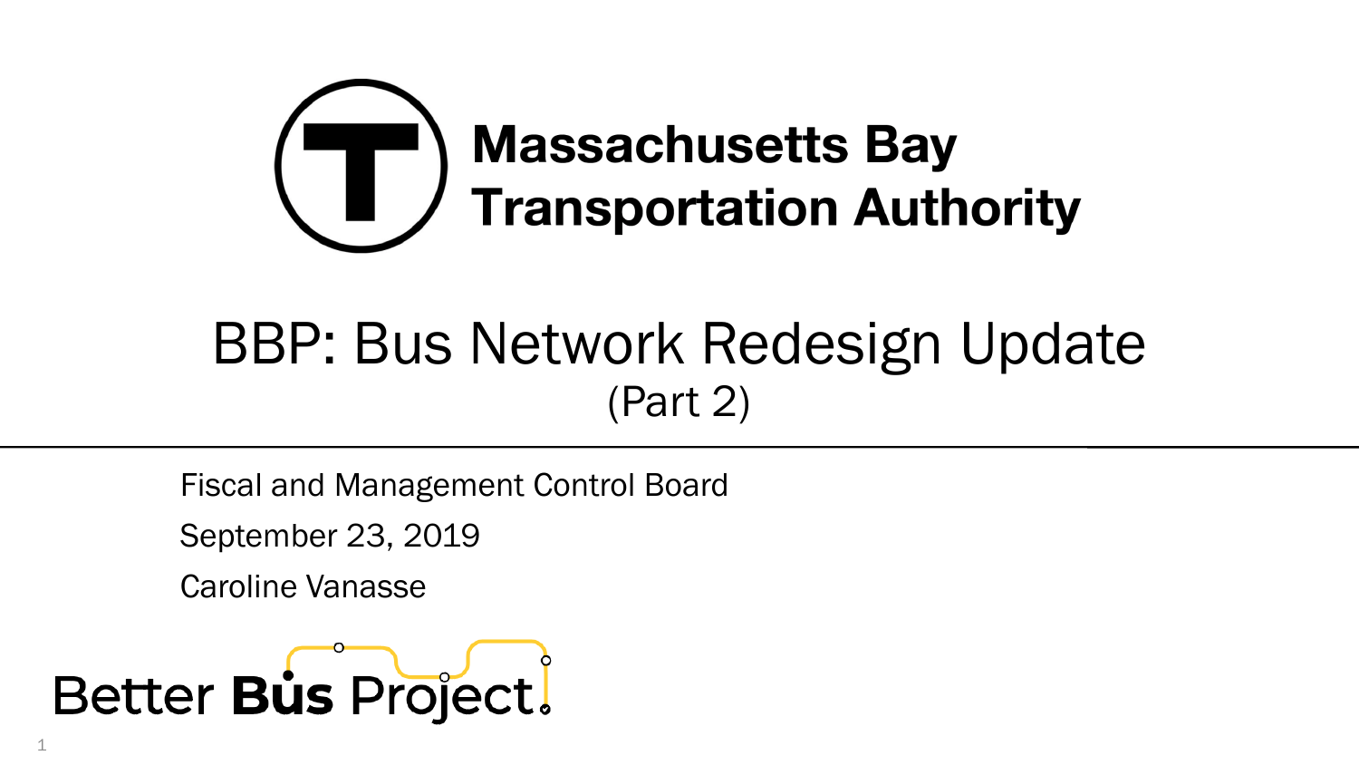**Massachusetts Bay Transportation Authority**

# BBP: Bus Network Redesign Update
## (Part 2)

Fiscal and Management Control Board

September 23, 2019

Caroline Vanasse

Better Bus Project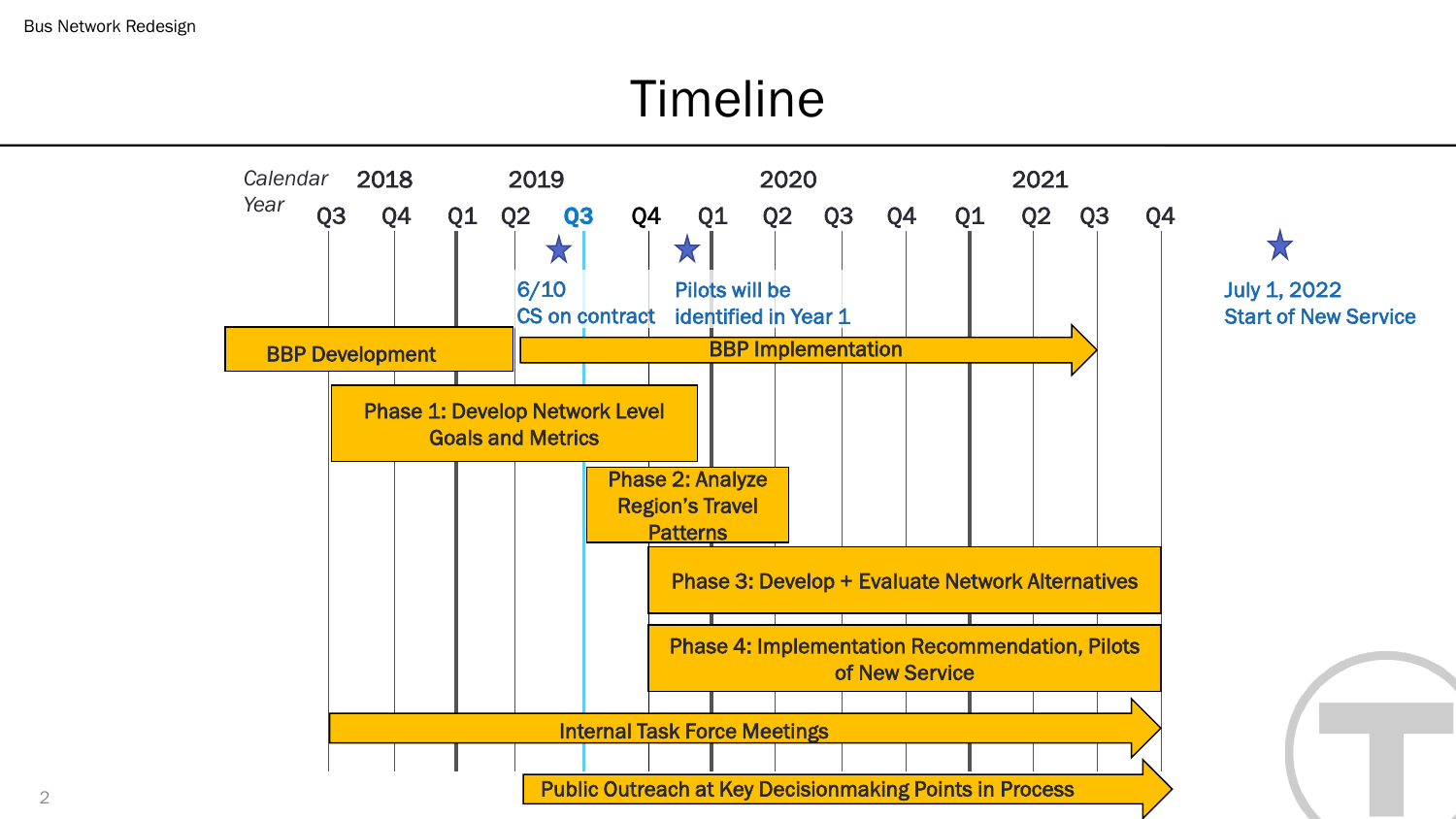# Timeline

Calendar Year

| 2018 | | 2019 | | | | 2020 | | | | 2021 | | | |
|---|---|---|---|---|---|---|---|---|---|---|---|---|---|
| Q3 | Q4 | Q1 | Q2 | Q3 | Q4 | Q1 | Q2 | Q3 | Q4 | Q1 | Q2 | Q3 | Q4 |

- ★ 6/10 CS on contract
- ★ Pilots will be identified in Year 1
- ★ July 1, 2022 Start of New Service

- BBP Development
- BBP Implementation
- Phase 1: Develop Network Level Goals and Metrics
- Phase 2: Analyze Region's Travel Patterns
- Phase 3: Develop + Evaluate Network Alternatives
- Phase 4: Implementation Recommendation, Pilots of New Service
- Internal Task Force Meetings
- Public Outreach at Key Decisionmaking Points in Process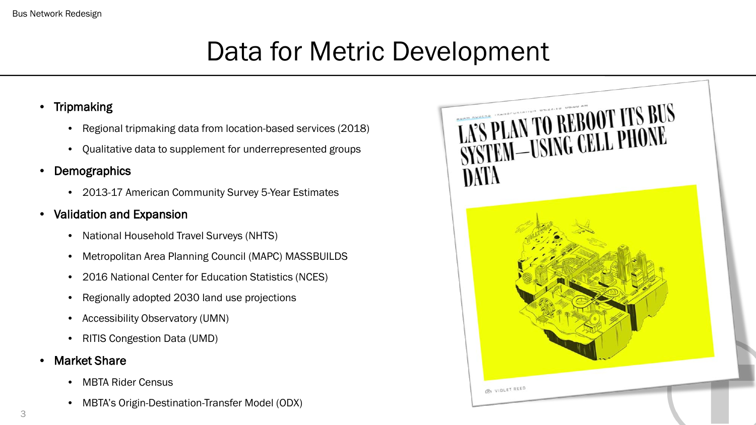# Data for Metric Development

- **Tripmaking**
  - Regional tripmaking data from location-based services (2018)
  - Qualitative data to supplement for underrepresented groups
- **Demographics**
  - 2013-17 American Community Survey 5-Year Estimates
- **Validation and Expansion**
  - National Household Travel Surveys (NHTS)
  - Metropolitan Area Planning Council (MAPC) MASSBUILDS
  - 2016 National Center for Education Statistics (NCES)
  - Regionally adopted 2030 land use projections
  - Accessibility Observatory (UMN)
  - RITIS Congestion Data (UMD)
- **Market Share**
  - MBTA Rider Census
  - MBTA's Origin-Destination-Transfer Model (ODX)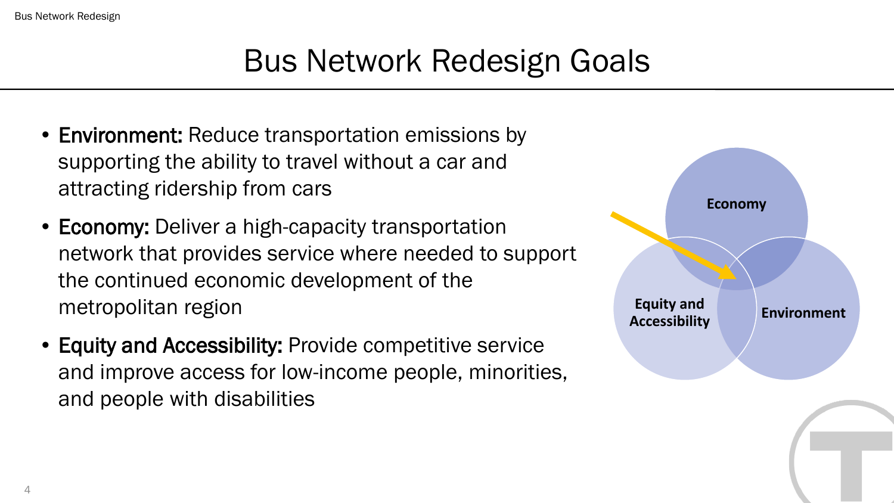# Bus Network Redesign Goals

- **Environment:** Reduce transportation emissions by supporting the ability to travel without a car and attracting ridership from cars
- **Economy:** Deliver a high-capacity transportation network that provides service where needed to support the continued economic development of the metropolitan region
- **Equity and Accessibility:** Provide competitive service and improve access for low-income people, minorities, and people with disabilities

Economy

Equity and Accessibility

Environment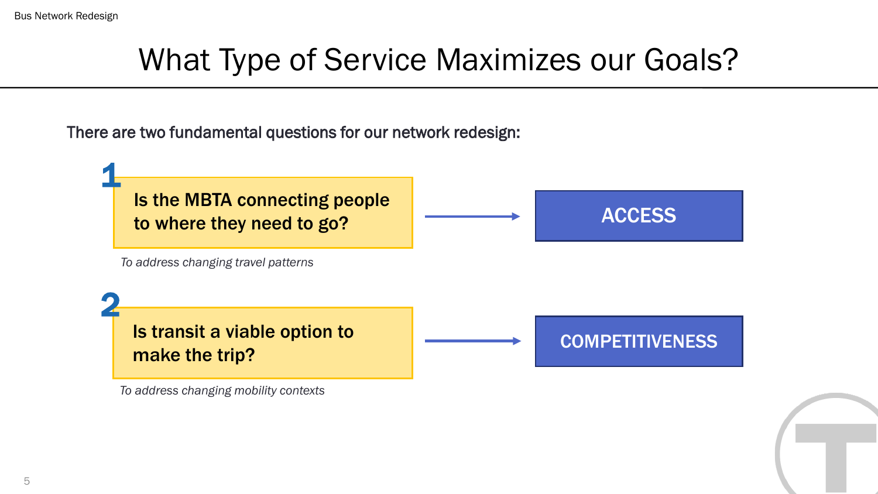# What Type of Service Maximizes our Goals?

There are two fundamental questions for our network redesign:

**1** **Is the MBTA connecting people to where they need to go?** → **ACCESS**

*To address changing travel patterns*

**2** **Is transit a viable option to make the trip?** → **COMPETITIVENESS**

*To address changing mobility contexts*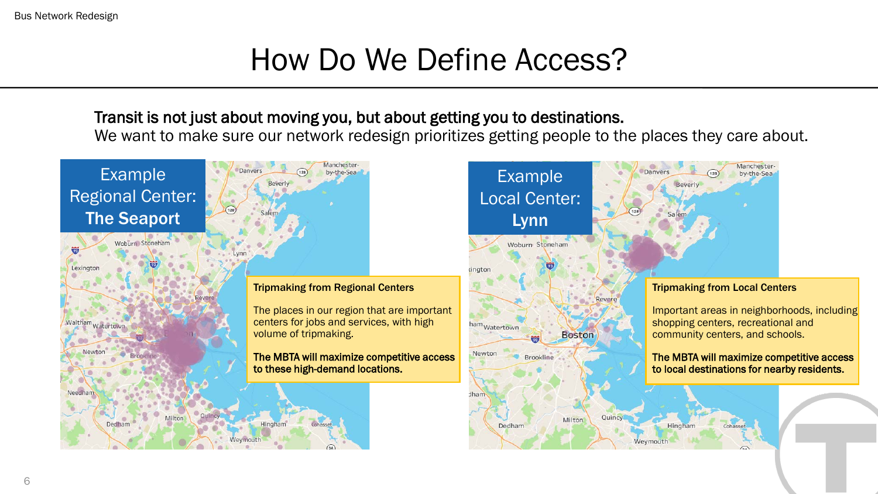# How Do We Define Access?

**Transit is not just about moving you, but about getting you to destinations.**
We want to make sure our network redesign prioritizes getting people to the places they care about.

## Example Regional Center: The Seaport

**Tripmaking from Regional Centers**

The places in our region that are important centers for jobs and services, with high volume of tripmaking.

**The MBTA will maximize competitive access to these high-demand locations.**

## Example Local Center: Lynn

**Tripmaking from Local Centers**

Important areas in neighborhoods, including shopping centers, recreational and community centers, and schools.

**The MBTA will maximize competitive access to local destinations for nearby residents.**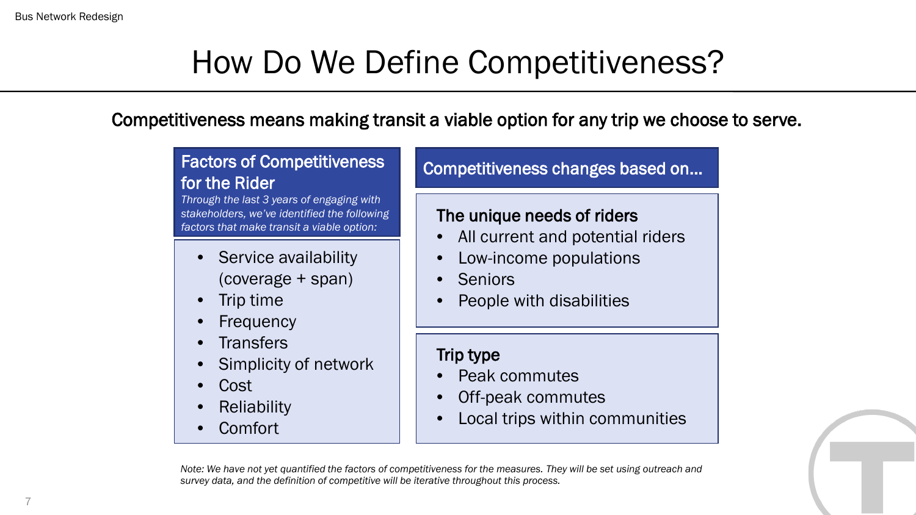# How Do We Define Competitiveness?

**Competitiveness means making transit a viable option for any trip we choose to serve.**

## Factors of Competitiveness for the Rider

*Through the last 3 years of engaging with stakeholders, we've identified the following factors that make transit a viable option:*

- Service availability (coverage + span)
- Trip time
- Frequency
- Transfers
- Simplicity of network
- Cost
- Reliability
- Comfort

## Competitiveness changes based on...

### The unique needs of riders

- All current and potential riders
- Low-income populations
- Seniors
- People with disabilities

### Trip type

- Peak commutes
- Off-peak commutes
- Local trips within communities

*Note: We have not yet quantified the factors of competitiveness for the measures. They will be set using outreach and survey data, and the definition of competitive will be iterative throughout this process.*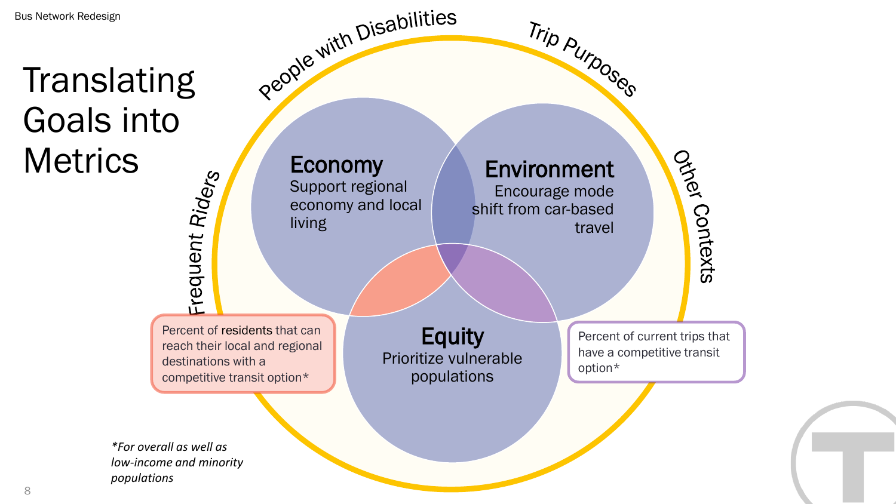# Translating Goals into Metrics

People with Disabilities

Trip Purposes

Other Contexts

Frequent Riders

**Economy**
Support regional economy and local living

**Environment**
Encourage mode shift from car-based travel

**Equity**
Prioritize vulnerable populations

Percent of residents that can reach their local and regional destinations with a competitive transit option*

Percent of current trips that have a competitive transit option*

*\*For overall as well as low-income and minority populations*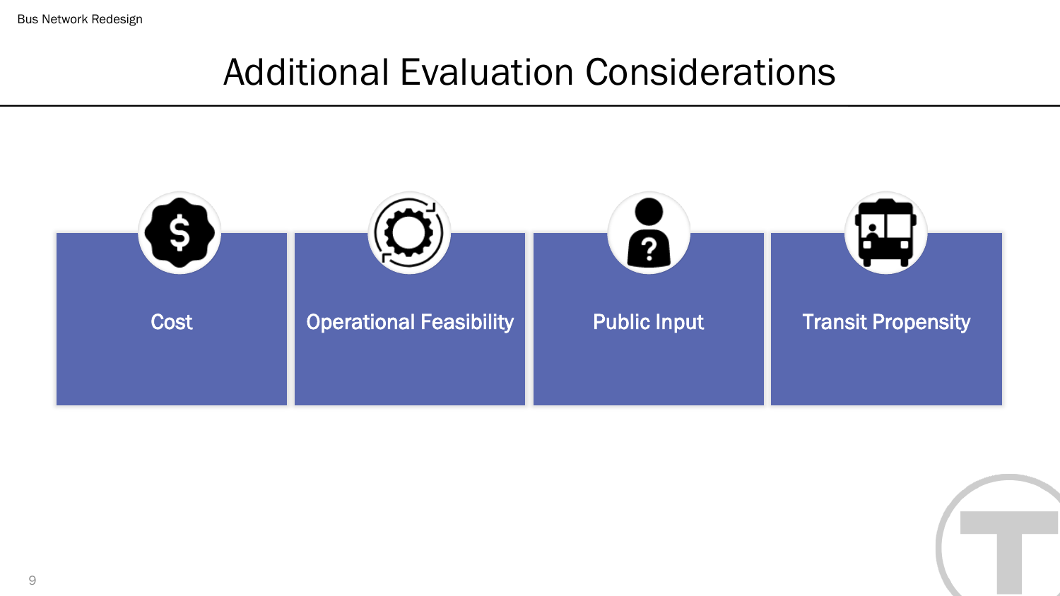# Additional Evaluation Considerations

- Cost
- Operational Feasibility
- Public Input
- Transit Propensity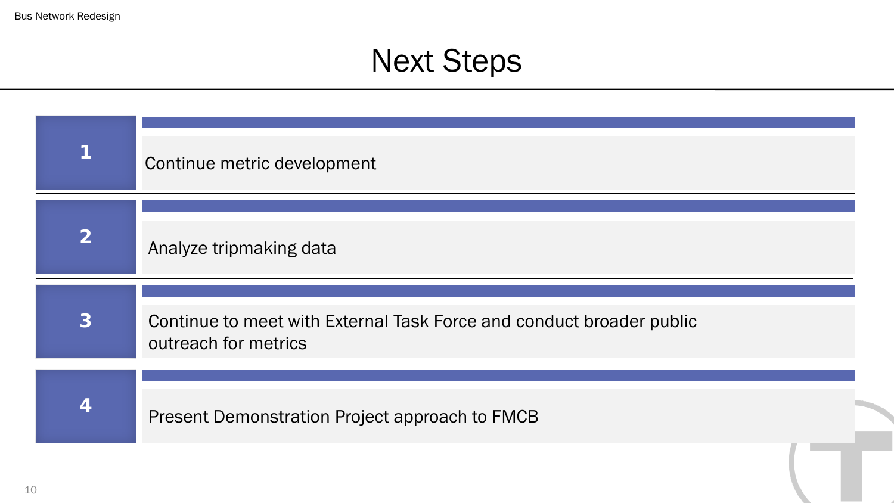# Next Steps

1. Continue metric development
2. Analyze tripmaking data
3. Continue to meet with External Task Force and conduct broader public outreach for metrics
4. Present Demonstration Project approach to FMCB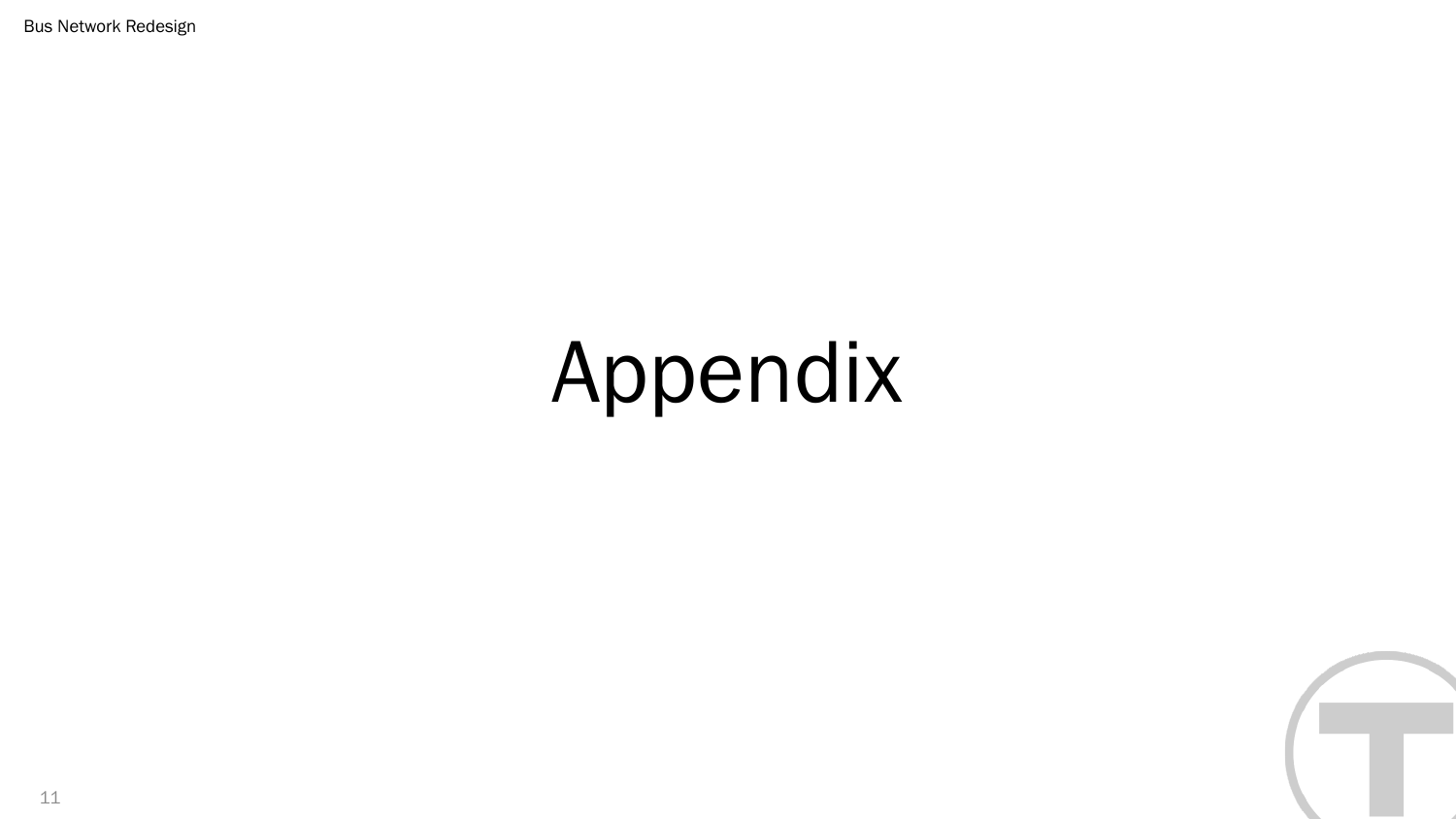# Appendix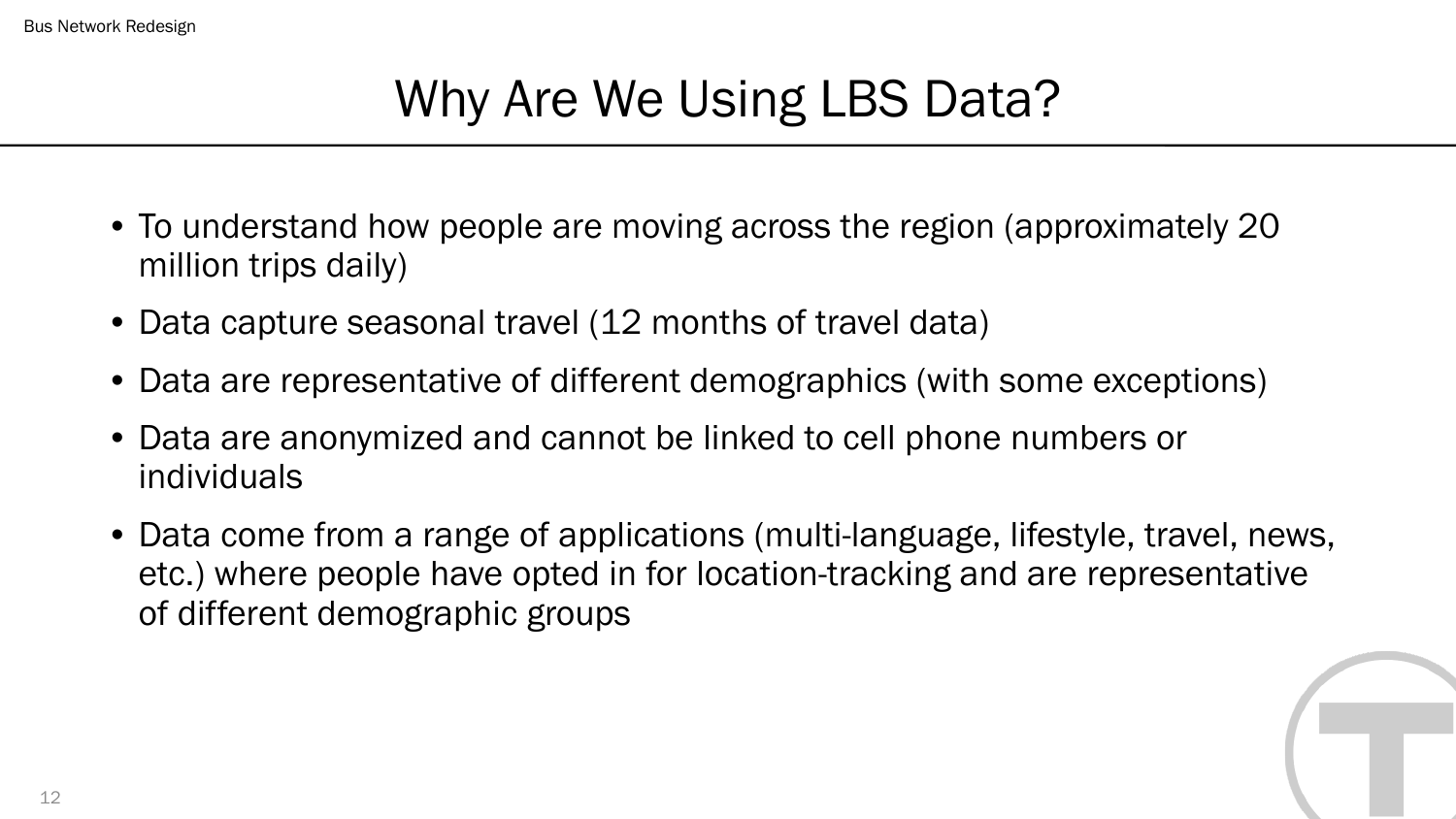# Why Are We Using LBS Data?

- To understand how people are moving across the region (approximately 20 million trips daily)
- Data capture seasonal travel (12 months of travel data)
- Data are representative of different demographics (with some exceptions)
- Data are anonymized and cannot be linked to cell phone numbers or individuals
- Data come from a range of applications (multi-language, lifestyle, travel, news, etc.) where people have opted in for location-tracking and are representative of different demographic groups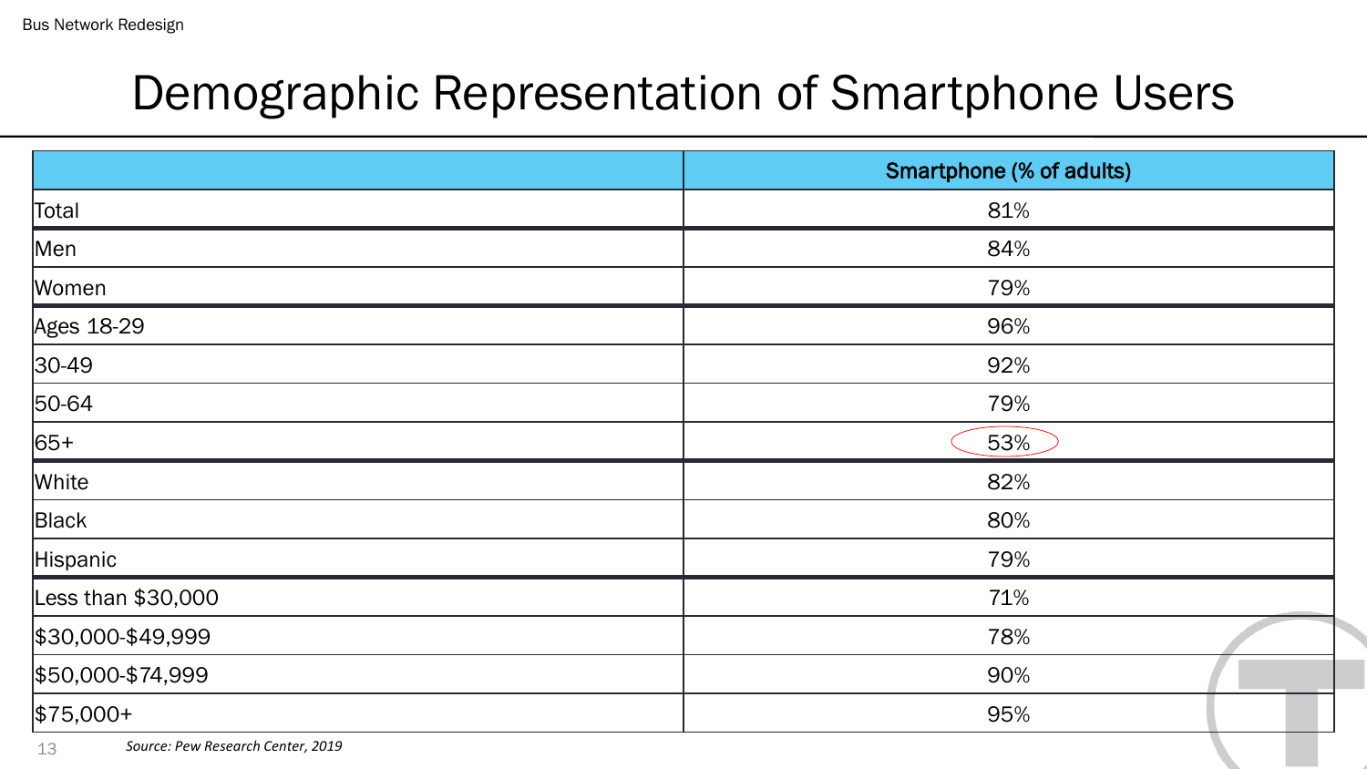# Demographic Representation of Smartphone Users

| | Smartphone (% of adults) |
|---|---|
| Total | 81% |
| Men | 84% |
| Women | 79% |
| Ages 18-29 | 96% |
| 30-49 | 92% |
| 50-64 | 79% |
| 65+ | 53% |
| White | 82% |
| Black | 80% |
| Hispanic | 79% |
| Less than $30,000 | 71% |
| $30,000-$49,999 | 78% |
| $50,000-$74,999 | 90% |
| $75,000+ | 95% |

*Source: Pew Research Center, 2019*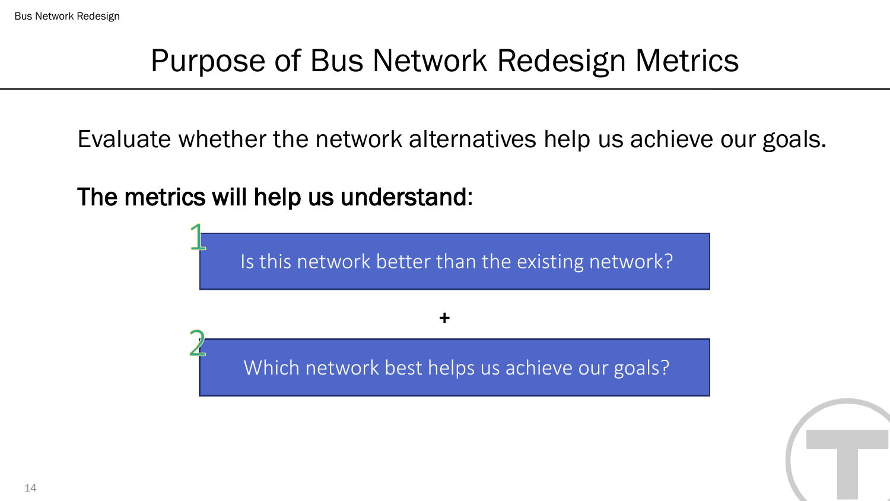# Purpose of Bus Network Redesign Metrics

Evaluate whether the network alternatives help us achieve our goals.

**The metrics will help us understand:**

1. Is this network better than the existing network?

+

2. Which network best helps us achieve our goals?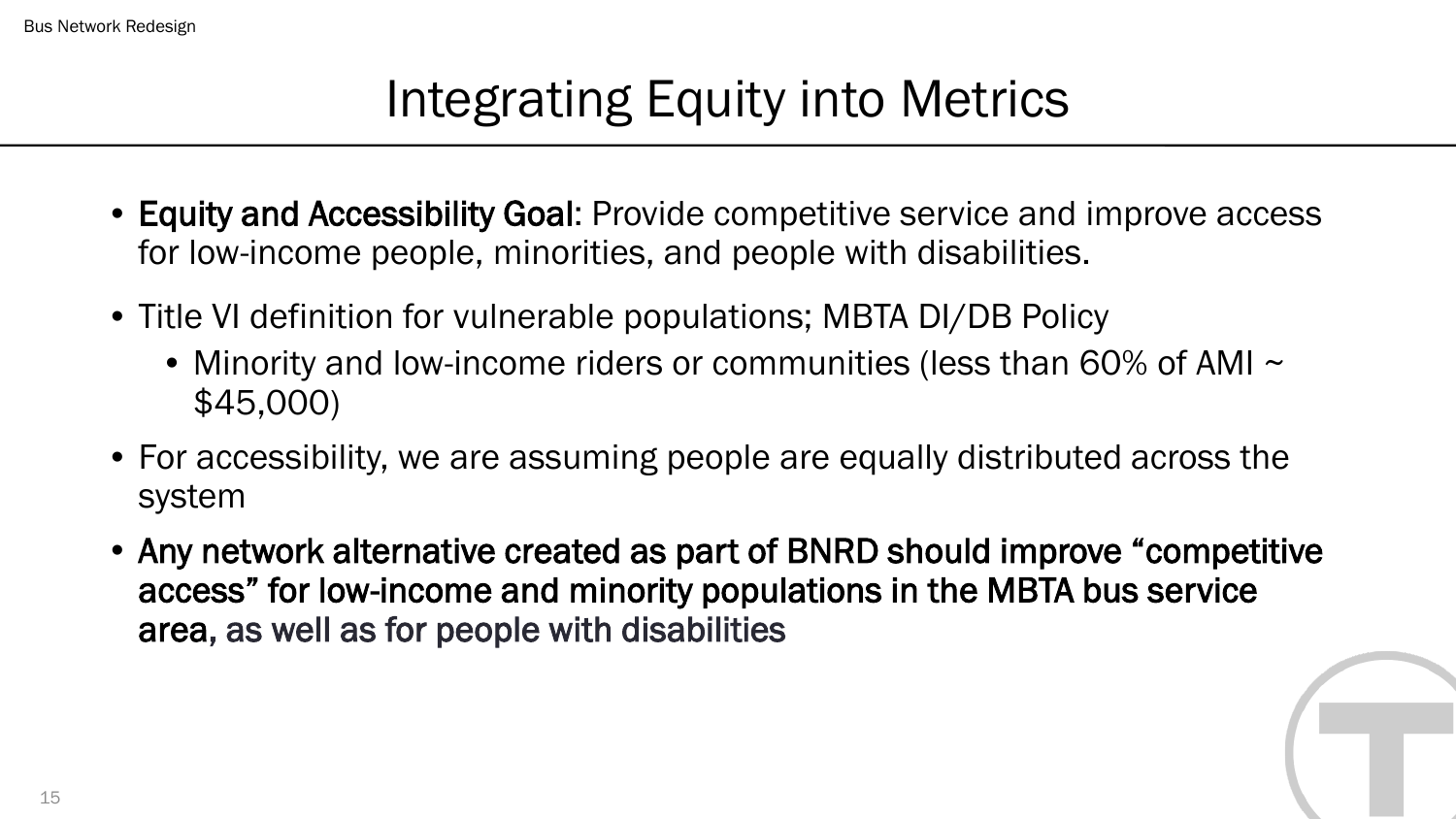# Integrating Equity into Metrics

- **Equity and Accessibility Goal**: Provide competitive service and improve access for low-income people, minorities, and people with disabilities.
- Title VI definition for vulnerable populations; MBTA DI/DB Policy
  - Minority and low-income riders or communities (less than 60% of AMI ~ $45,000)
- For accessibility, we are assuming people are equally distributed across the system
- **Any network alternative created as part of BNRD should improve "competitive access" for low-income and minority populations in the MBTA bus service area, as well as for people with disabilities**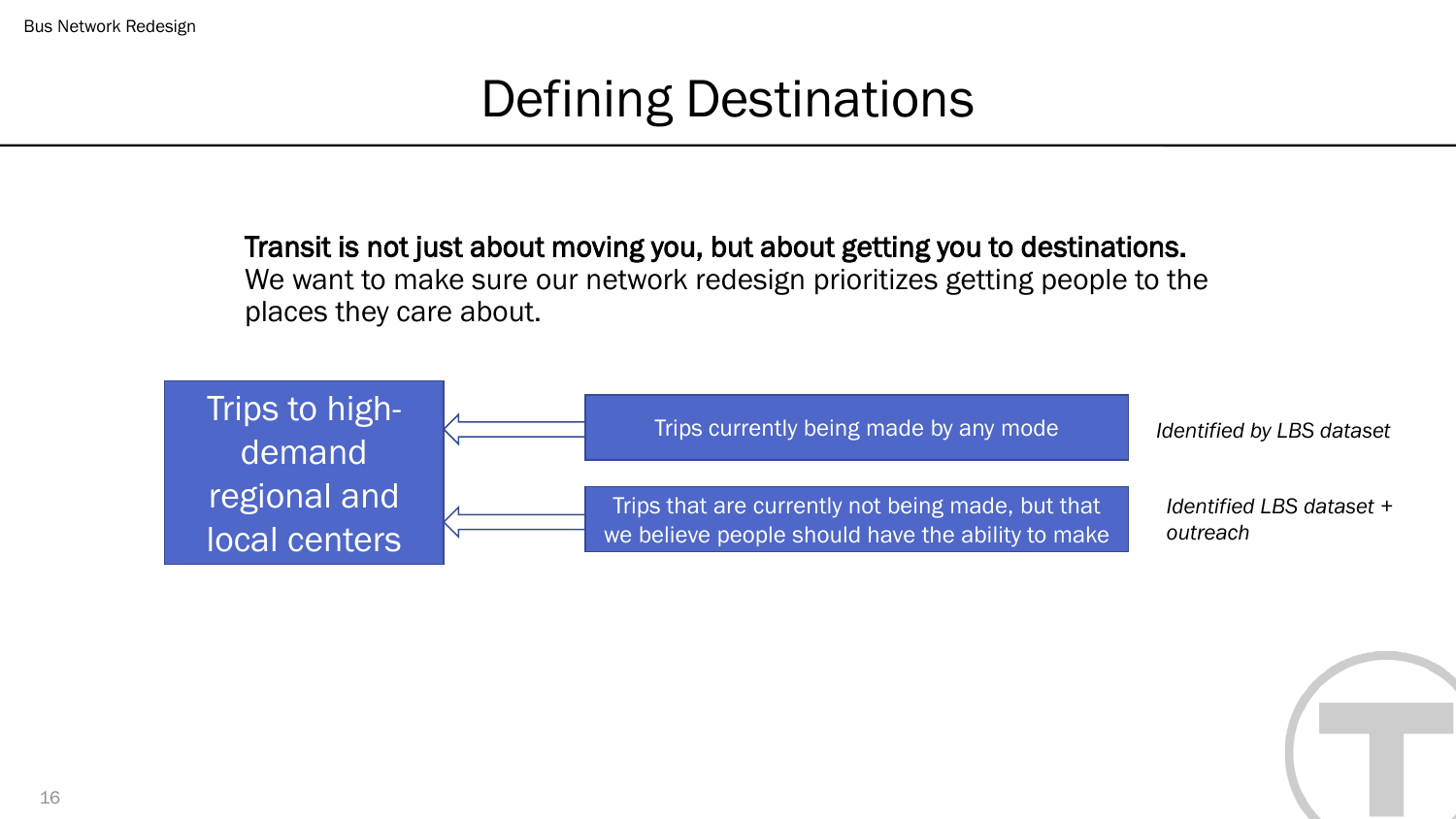# Defining Destinations

**Transit is not just about moving you, but about getting you to destinations.** We want to make sure our network redesign prioritizes getting people to the places they care about.

**Trips to high-demand regional and local centers**

- Trips currently being made by any mode ← *Identified by LBS dataset*
- Trips that are currently not being made, but that we believe people should have the ability to make ← *Identified LBS dataset + outreach*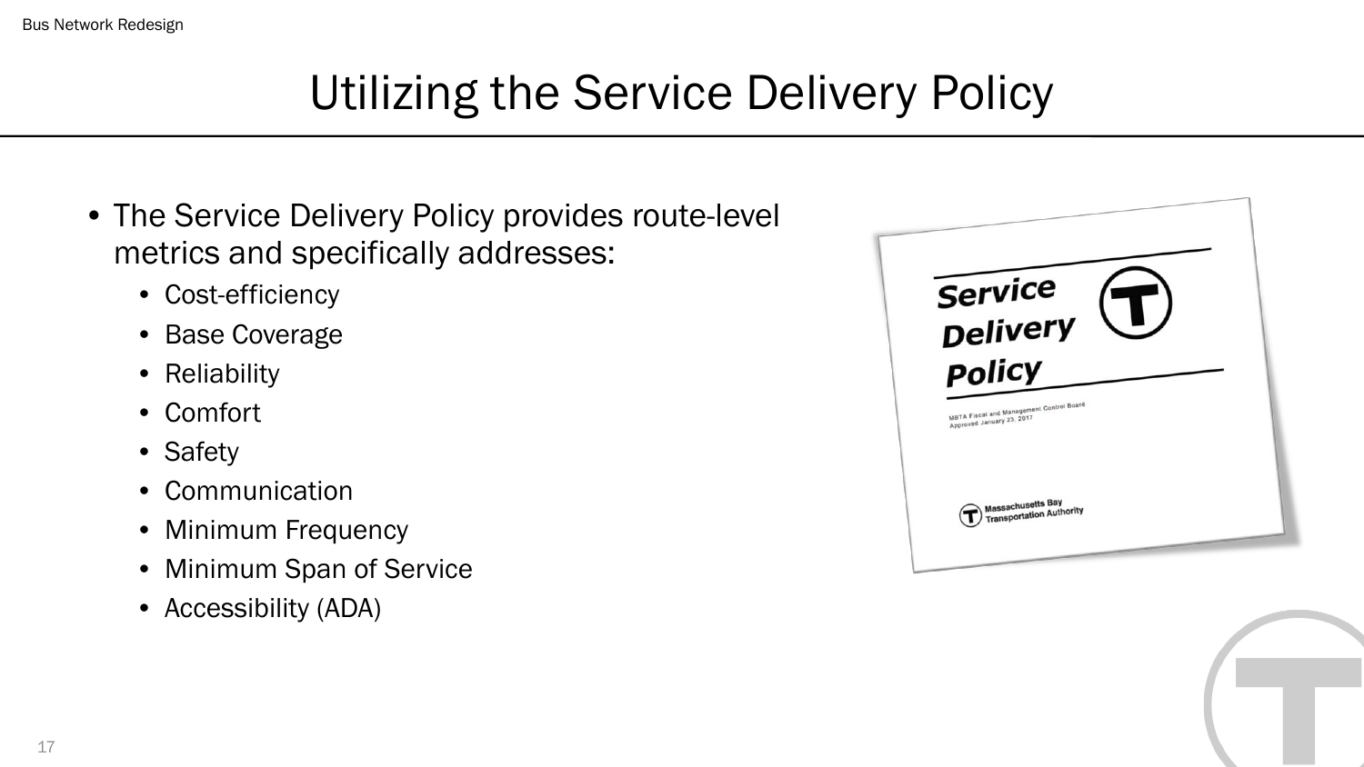# Utilizing the Service Delivery Policy

- The Service Delivery Policy provides route-level metrics and specifically addresses:
  - Cost-efficiency
  - Base Coverage
  - Reliability
  - Comfort
  - Safety
  - Communication
  - Minimum Frequency
  - Minimum Span of Service
  - Accessibility (ADA)